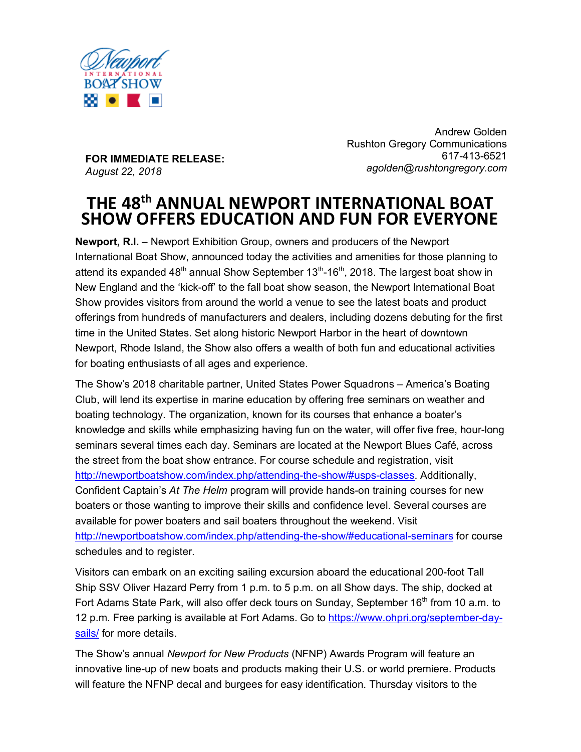Andrew Golden
Rushton Gregory Communications
617-413-6521
*agolden@rushtongregory.com*

**FOR IMMEDIATE RELEASE:**
*August 22, 2018*

# THE 48th ANNUAL NEWPORT INTERNATIONAL BOAT SHOW OFFERS EDUCATION AND FUN FOR EVERYONE

**Newport, R.I.** – Newport Exhibition Group, owners and producers of the Newport International Boat Show, announced today the activities and amenities for those planning to attend its expanded 48th annual Show September 13th-16th, 2018. The largest boat show in New England and the 'kick-off' to the fall boat show season, the Newport International Boat Show provides visitors from around the world a venue to see the latest boats and product offerings from hundreds of manufacturers and dealers, including dozens debuting for the first time in the United States. Set along historic Newport Harbor in the heart of downtown Newport, Rhode Island, the Show also offers a wealth of both fun and educational activities for boating enthusiasts of all ages and experience.

The Show's 2018 charitable partner, United States Power Squadrons – America's Boating Club, will lend its expertise in marine education by offering free seminars on weather and boating technology. The organization, known for its courses that enhance a boater's knowledge and skills while emphasizing having fun on the water, will offer five free, hour-long seminars several times each day. Seminars are located at the Newport Blues Café, across the street from the boat show entrance. For course schedule and registration, visit http://newportboatshow.com/index.php/attending-the-show/#usps-classes. Additionally, Confident Captain's *At The Helm* program will provide hands-on training courses for new boaters or those wanting to improve their skills and confidence level. Several courses are available for power boaters and sail boaters throughout the weekend. Visit http://newportboatshow.com/index.php/attending-the-show/#educational-seminars for course schedules and to register.

Visitors can embark on an exciting sailing excursion aboard the educational 200-foot Tall Ship SSV Oliver Hazard Perry from 1 p.m. to 5 p.m. on all Show days. The ship, docked at Fort Adams State Park, will also offer deck tours on Sunday, September 16th from 10 a.m. to 12 p.m. Free parking is available at Fort Adams. Go to https://www.ohpri.org/september-day-sails/ for more details.

The Show's annual *Newport for New Products* (NFNP) Awards Program will feature an innovative line-up of new boats and products making their U.S. or world premiere. Products will feature the NFNP decal and burgees for easy identification. Thursday visitors to the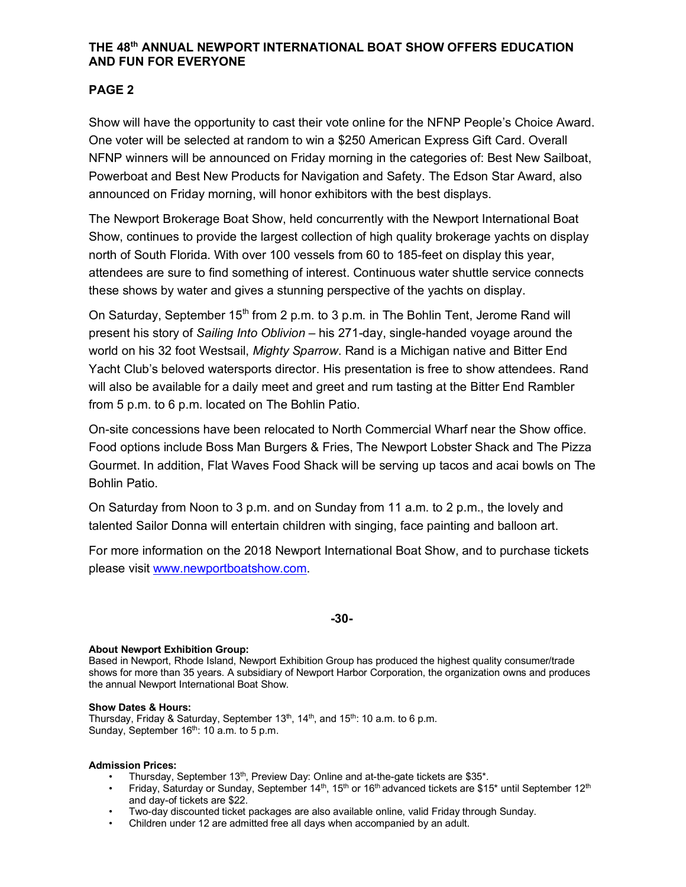Show will have the opportunity to cast their vote online for the NFNP People's Choice Award. One voter will be selected at random to win a $250 American Express Gift Card. Overall NFNP winners will be announced on Friday morning in the categories of: Best New Sailboat, Powerboat and Best New Products for Navigation and Safety. The Edson Star Award, also announced on Friday morning, will honor exhibitors with the best displays.

The Newport Brokerage Boat Show, held concurrently with the Newport International Boat Show, continues to provide the largest collection of high quality brokerage yachts on display north of South Florida. With over 100 vessels from 60 to 185-feet on display this year, attendees are sure to find something of interest. Continuous water shuttle service connects these shows by water and gives a stunning perspective of the yachts on display.

On Saturday, September 15th from 2 p.m. to 3 p.m. in The Bohlin Tent, Jerome Rand will present his story of *Sailing Into Oblivion* – his 271-day, single-handed voyage around the world on his 32 foot Westsail, *Mighty Sparrow*. Rand is a Michigan native and Bitter End Yacht Club's beloved watersports director. His presentation is free to show attendees. Rand will also be available for a daily meet and greet and rum tasting at the Bitter End Rambler from 5 p.m. to 6 p.m. located on The Bohlin Patio.

On-site concessions have been relocated to North Commercial Wharf near the Show office. Food options include Boss Man Burgers & Fries, The Newport Lobster Shack and The Pizza Gourmet. In addition, Flat Waves Food Shack will be serving up tacos and acai bowls on The Bohlin Patio.

On Saturday from Noon to 3 p.m. and on Sunday from 11 a.m. to 2 p.m., the lovely and talented Sailor Donna will entertain children with singing, face painting and balloon art.

For more information on the 2018 Newport International Boat Show, and to purchase tickets please visit [www.newportboatshow.com](http://www.newportboatshow.com).

**-30-**

**About Newport Exhibition Group:**
Based in Newport, Rhode Island, Newport Exhibition Group has produced the highest quality consumer/trade shows for more than 35 years. A subsidiary of Newport Harbor Corporation, the organization owns and produces the annual Newport International Boat Show.

**Show Dates & Hours:**
Thursday, Friday & Saturday, September 13th, 14th, and 15th: 10 a.m. to 6 p.m.
Sunday, September 16th: 10 a.m. to 5 p.m.

**Admission Prices:**

- Thursday, September 13th, Preview Day: Online and at-the-gate tickets are $35*.
- Friday, Saturday or Sunday, September 14th, 15th or 16th advanced tickets are $15* until September 12th and day-of tickets are $22.
- Two-day discounted ticket packages are also available online, valid Friday through Sunday.
- Children under 12 are admitted free all days when accompanied by an adult.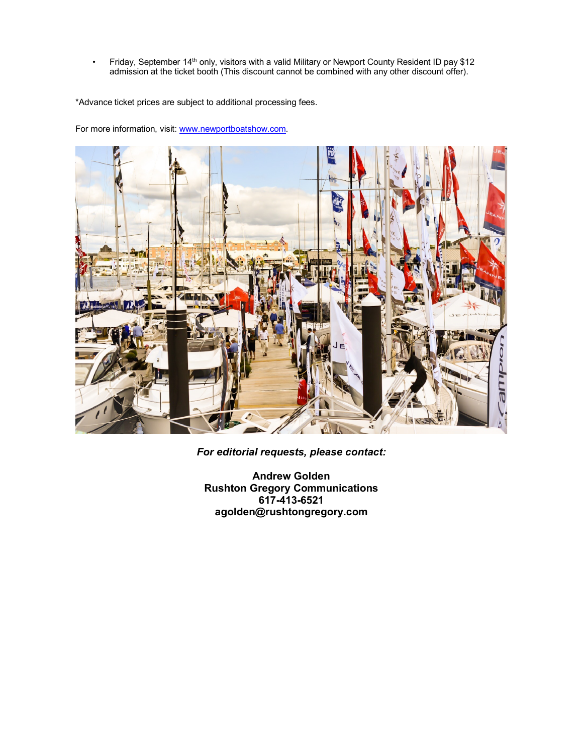- Friday, September 14th only, visitors with a valid Military or Newport County Resident ID pay $12 admission at the ticket booth (This discount cannot be combined with any other discount offer).

*Advance ticket prices are subject to additional processing fees.

For more information, visit: [www.newportboatshow.com](http://www.newportboatshow.com).

***For editorial requests, please contact:***

**Andrew Golden**
**Rushton Gregory Communications**
**617-413-6521**
**agolden@rushtongregory.com**